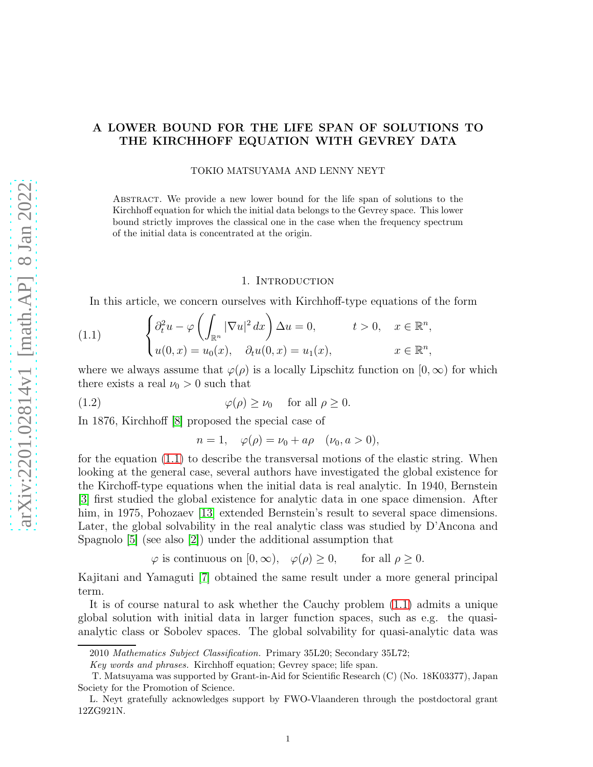# A LOWER BOUND FOR THE LIFE SPAN OF SOLUTIONS TO THE KIRCHHOFF EQUATION WITH GEVREY DATA

TOKIO MATSUYAMA AND LENNY NEYT

Abstract. We provide a new lower bound for the life span of solutions to the Kirchhoff equation for which the initial data belongs to the Gevrey space. This lower bound strictly improves the classical one in the case when the frequency spectrum of the initial data is concentrated at the origin.

## 1. Introduction

In this article, we concern ourselves with Kirchhoff-type equations of the form

$$
\begin{cases} \partial_t^2 u - \varphi\left(\displaystyle\int_{\mathbb{R}^n} |\nabla u|^2\, dx\right)\Delta u = 0, & t>0, \quad x \in \mathbb{R}^n, \\ u(0,x) = u_0(x), \quad \partial_t u(0,x) = u_1(x), & x \in \mathbb{R}^n, \end{cases} \tag{1.1}
$$

where we always assume that $\varphi(\rho)$ is a locally Lipschitz function on $[0,\infty)$ for which there exists a real $\nu_0 > 0$ such that

$$
\varphi(\rho) \geq \nu_0 \quad \text{for all } \rho \geq 0. \tag{1.2}
$$

In 1876, Kirchhoff [8] proposed the special case of

$$
n = 1, \quad \varphi(\rho) = \nu_0 + a\rho \quad (\nu_0, a > 0),
$$

for the equation (1.1) to describe the transversal motions of the elastic string. When looking at the general case, several authors have investigated the global existence for the Kirchoff-type equations when the initial data is real analytic. In 1940, Bernstein [3] first studied the global existence for analytic data in one space dimension. After him, in 1975, Pohozaev [13] extended Bernstein's result to several space dimensions. Later, the global solvability in the real analytic class was studied by D'Ancona and Spagnolo [5] (see also [2]) under the additional assumption that

$$
\varphi \text{ is continuous on } [0,\infty), \quad \varphi(\rho) \geq 0, \qquad \text{for all } \rho \geq 0.
$$

Kajitani and Yamaguti [7] obtained the same result under a more general principal term.

It is of course natural to ask whether the Cauchy problem (1.1) admits a unique global solution with initial data in larger function spaces, such as e.g. the quasi-analytic class or Sobolev spaces. The global solvability for quasi-analytic data was

---

2010 *Mathematics Subject Classification.* Primary 35L20; Secondary 35L72;

*Key words and phrases.* Kirchhoff equation; Gevrey space; life span.

T. Matsuyama was supported by Grant-in-Aid for Scientific Research (C) (No. 18K03377), Japan Society for the Promotion of Science.

L. Neyt gratefully acknowledges support by FWO-Vlaanderen through the postdoctoral grant 12ZG921N.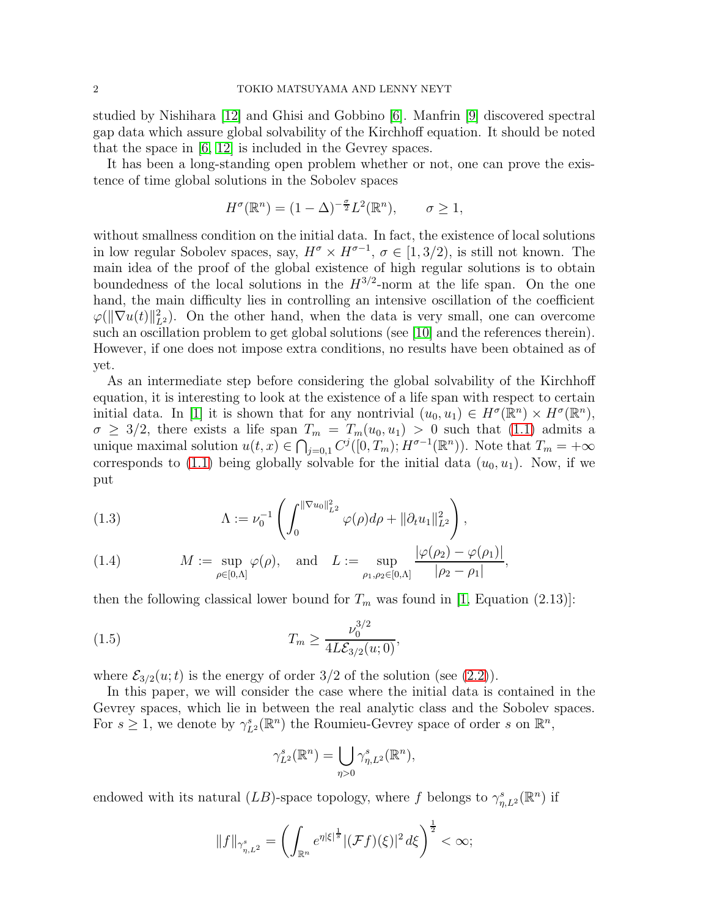studied by Nishihara [12] and Ghisi and Gobbino [6]. Manfrin [9] discovered spectral gap data which assure global solvability of the Kirchhoff equation. It should be noted that the space in [6, 12] is included in the Gevrey spaces.

It has been a long-standing open problem whether or not, one can prove the existence of time global solutions in the Sobolev spaces

$$H^\sigma(\mathbb{R}^n) = (1-\Delta)^{-\frac{\sigma}{2}} L^2(\mathbb{R}^n), \qquad \sigma \geq 1,$$

without smallness condition on the initial data. In fact, the existence of local solutions in low regular Sobolev spaces, say, $H^\sigma \times H^{\sigma-1}$, $\sigma \in [1, 3/2)$, is still not known. The main idea of the proof of the global existence of high regular solutions is to obtain boundedness of the local solutions in the $H^{3/2}$-norm at the life span. On the one hand, the main difficulty lies in controlling an intensive oscillation of the coefficient $\varphi(\|\nabla u(t)\|_{L^2}^2)$. On the other hand, when the data is very small, one can overcome such an oscillation problem to get global solutions (see [10] and the references therein). However, if one does not impose extra conditions, no results have been obtained as of yet.

As an intermediate step before considering the global solvability of the Kirchhoff equation, it is interesting to look at the existence of a life span with respect to certain initial data. In [1] it is shown that for any nontrivial $(u_0, u_1) \in H^\sigma(\mathbb{R}^n) \times H^\sigma(\mathbb{R}^n)$, $\sigma \geq 3/2$, there exists a life span $T_m = T_m(u_0, u_1) > 0$ such that (1.1) admits a unique maximal solution $u(t,x) \in \bigcap_{j=0,1} C^j([0, T_m); H^{\sigma-1}(\mathbb{R}^n))$. Note that $T_m = +\infty$ corresponds to (1.1) being globally solvable for the initial data $(u_0, u_1)$. Now, if we put

$$\Lambda := \nu_0^{-1} \left( \int_0^{\|\nabla u_0\|_{L^2}^2} \varphi(\rho) d\rho + \|\partial_t u_1\|_{L^2}^2 \right), \tag{1.3}$$

$$M := \sup_{\rho \in [0,\Lambda]} \varphi(\rho), \quad \text{and} \quad L := \sup_{\rho_1,\rho_2 \in [0,\Lambda]} \frac{|\varphi(\rho_2) - \varphi(\rho_1)|}{|\rho_2 - \rho_1|}, \tag{1.4}$$

then the following classical lower bound for $T_m$ was found in [1, Equation (2.13)]:

$$T_m \geq \frac{\nu_0^{3/2}}{4L\mathcal{E}_{3/2}(u;0)}, \tag{1.5}$$

where $\mathcal{E}_{3/2}(u;t)$ is the energy of order $3/2$ of the solution (see (2.2)).

In this paper, we will consider the case where the initial data is contained in the Gevrey spaces, which lie in between the real analytic class and the Sobolev spaces. For $s \geq 1$, we denote by $\gamma^s_{L^2}(\mathbb{R}^n)$ the Roumieu-Gevrey space of order $s$ on $\mathbb{R}^n$,

$$\gamma^s_{L^2}(\mathbb{R}^n) = \bigcup_{\eta>0} \gamma^s_{\eta,L^2}(\mathbb{R}^n),$$

endowed with its natural $(LB)$-space topology, where $f$ belongs to $\gamma^s_{\eta,L^2}(\mathbb{R}^n)$ if

$$\|f\|_{\gamma^s_{\eta,L^2}} = \left( \int_{\mathbb{R}^n} e^{\eta|\xi|^{\frac{1}{s}}} |(\mathcal{F}f)(\xi)|^2 d\xi \right)^{\frac{1}{2}} < \infty;$$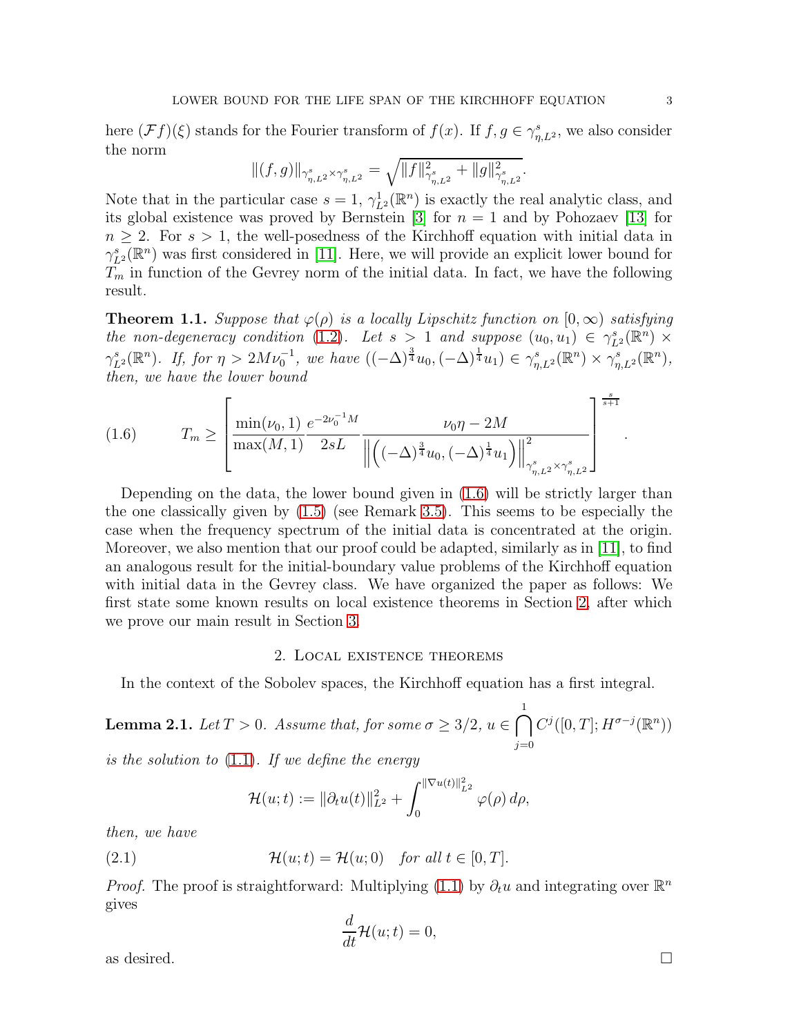here $(\mathcal{F}f)(\xi)$ stands for the Fourier transform of $f(x)$. If $f, g \in \gamma^s_{\eta,L^2}$, we also consider the norm

$$\|(f,g)\|_{\gamma^s_{\eta,L^2}\times\gamma^s_{\eta,L^2}} = \sqrt{\|f\|^2_{\gamma^s_{\eta,L^2}} + \|g\|^2_{\gamma^s_{\eta,L^2}}}.$$

Note that in the particular case $s=1$, $\gamma^1_{L^2}(\mathbb{R}^n)$ is exactly the real analytic class, and its global existence was proved by Bernstein [3] for $n=1$ and by Pohozaev [13] for $n\geq 2$. For $s>1$, the well-posedness of the Kirchhoff equation with initial data in $\gamma^s_{L^2}(\mathbb{R}^n)$ was first considered in [11]. Here, we will provide an explicit lower bound for $T_m$ in function of the Gevrey norm of the initial data. In fact, we have the following result.

**Theorem 1.1.** *Suppose that $\varphi(\rho)$ is a locally Lipschitz function on $[0,\infty)$ satisfying the non-degeneracy condition (1.2). Let $s>1$ and suppose $(u_0,u_1)\in\gamma^s_{L^2}(\mathbb{R}^n)\times\gamma^s_{L^2}(\mathbb{R}^n)$. If, for $\eta > 2M\nu_0^{-1}$, we have $((-\Delta)^{\frac{3}{4}}u_0, (-\Delta)^{\frac{1}{4}}u_1)\in\gamma^s_{\eta,L^2}(\mathbb{R}^n)\times\gamma^s_{\eta,L^2}(\mathbb{R}^n)$, then, we have the lower bound*

$$T_m \geq \left[\frac{\min(\nu_0,1)}{\max(M,1)}\frac{e^{-2\nu_0^{-1}M}}{2sL}\frac{\nu_0\eta-2M}{\left\|\left((-\Delta)^{\frac{3}{4}}u_0,(-\Delta)^{\frac{1}{4}}u_1\right)\right\|^2_{\gamma^s_{\eta,L^2}\times\gamma^s_{\eta,L^2}}}\right]^{\frac{s}{s+1}}. \tag{1.6}$$

Depending on the data, the lower bound given in (1.6) will be strictly larger than the one classically given by (1.5) (see Remark 3.5). This seems to be especially the case when the frequency spectrum of the initial data is concentrated at the origin. Moreover, we also mention that our proof could be adapted, similarly as in [11], to find an analogous result for the initial-boundary value problems of the Kirchhoff equation with initial data in the Gevrey class. We have organized the paper as follows: We first state some known results on local existence theorems in Section 2, after which we prove our main result in Section 3.

## 2. Local existence theorems

In the context of the Sobolev spaces, the Kirchhoff equation has a first integral.

**Lemma 2.1.** *Let $T>0$. Assume that, for some $\sigma\geq 3/2$, $u\in\bigcap_{j=0}^{1}C^j([0,T];H^{\sigma-j}(\mathbb{R}^n))$ is the solution to (1.1). If we define the energy*

$$\mathcal{H}(u;t) := \|\partial_t u(t)\|^2_{L^2} + \int_0^{\|\nabla u(t)\|^2_{L^2}}\varphi(\rho)\,d\rho,$$

*then, we have*

$$\mathcal{H}(u;t) = \mathcal{H}(u;0) \quad \text{for all } t\in[0,T]. \tag{2.1}$$

*Proof.* The proof is straightforward: Multiplying (1.1) by $\partial_t u$ and integrating over $\mathbb{R}^n$ gives

$$\frac{d}{dt}\mathcal{H}(u;t) = 0,$$

as desired. $\square$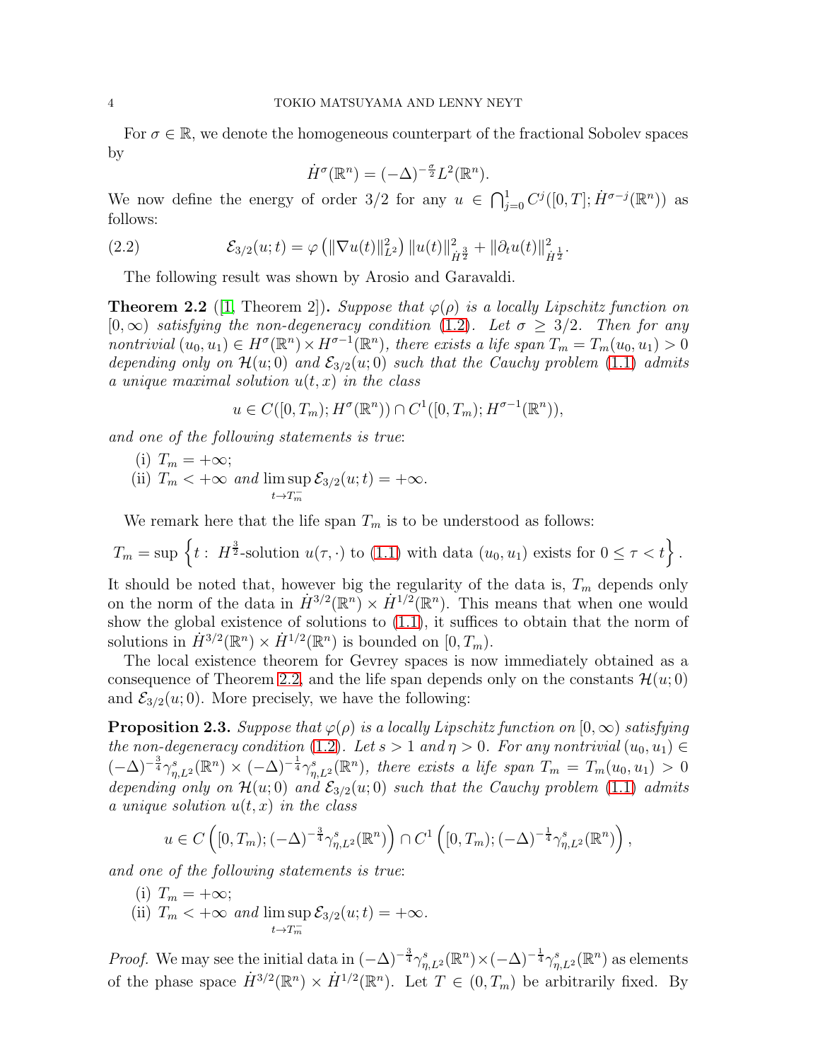For $\sigma \in \mathbb{R}$, we denote the homogeneous counterpart of the fractional Sobolev spaces by

$$\dot{H}^\sigma(\mathbb{R}^n) = (-\Delta)^{-\frac{\sigma}{2}} L^2(\mathbb{R}^n).$$

We now define the energy of order 3/2 for any $u \in \bigcap_{j=0}^1 C^j([0,T]; \dot{H}^{\sigma-j}(\mathbb{R}^n))$ as follows:

$$\mathcal{E}_{3/2}(u;t) = \varphi\left(\|\nabla u(t)\|_{L^2}^2\right) \|u(t)\|_{\dot{H}^{\frac{3}{2}}}^2 + \|\partial_t u(t)\|_{\dot{H}^{\frac{1}{2}}}^2. \tag{2.2}$$

The following result was shown by Arosio and Garavaldi.

**Theorem 2.2** ([1, Theorem 2]). *Suppose that $\varphi(\rho)$ is a locally Lipschitz function on $[0,\infty)$ satisfying the non-degeneracy condition (1.2). Let $\sigma \geq 3/2$. Then for any nontrivial $(u_0, u_1) \in H^\sigma(\mathbb{R}^n) \times H^{\sigma-1}(\mathbb{R}^n)$, there exists a life span $T_m = T_m(u_0,u_1) > 0$ depending only on $\mathcal{H}(u;0)$ and $\mathcal{E}_{3/2}(u;0)$ such that the Cauchy problem (1.1) admits a unique maximal solution $u(t,x)$ in the class*

$$u \in C([0,T_m); H^\sigma(\mathbb{R}^n)) \cap C^1([0,T_m); H^{\sigma-1}(\mathbb{R}^n)),$$

*and one of the following statements is true*:

(i) $T_m = +\infty$;
(ii) $T_m < +\infty$ *and* $\limsup\limits_{t \to T_m^-} \mathcal{E}_{3/2}(u;t) = +\infty$.

We remark here that the life span $T_m$ is to be understood as follows:

$$T_m = \sup\left\{ t : \ H^{\frac{3}{2}}\text{-solution } u(\tau,\cdot) \text{ to (1.1) with data } (u_0,u_1) \text{ exists for } 0 \leq \tau < t \right\}.$$

It should be noted that, however big the regularity of the data is, $T_m$ depends only on the norm of the data in $\dot{H}^{3/2}(\mathbb{R}^n) \times \dot{H}^{1/2}(\mathbb{R}^n)$. This means that when one would show the global existence of solutions to (1.1), it suffices to obtain that the norm of solutions in $\dot{H}^{3/2}(\mathbb{R}^n) \times \dot{H}^{1/2}(\mathbb{R}^n)$ is bounded on $[0,T_m)$.

The local existence theorem for Gevrey spaces is now immediately obtained as a consequence of Theorem 2.2, and the life span depends only on the constants $\mathcal{H}(u;0)$ and $\mathcal{E}_{3/2}(u;0)$. More precisely, we have the following:

**Proposition 2.3.** *Suppose that $\varphi(\rho)$ is a locally Lipschitz function on $[0,\infty)$ satisfying the non-degeneracy condition (1.2). Let $s > 1$ and $\eta > 0$. For any nontrivial $(u_0,u_1) \in (-\Delta)^{-\frac{3}{4}}\gamma^s_{\eta,L^2}(\mathbb{R}^n) \times (-\Delta)^{-\frac{1}{4}}\gamma^s_{\eta,L^2}(\mathbb{R}^n)$, there exists a life span $T_m = T_m(u_0,u_1) > 0$ depending only on $\mathcal{H}(u;0)$ and $\mathcal{E}_{3/2}(u;0)$ such that the Cauchy problem (1.1) admits a unique solution $u(t,x)$ in the class*

$$u \in C\left([0,T_m); (-\Delta)^{-\frac{3}{4}}\gamma^s_{\eta,L^2}(\mathbb{R}^n)\right) \cap C^1\left([0,T_m); (-\Delta)^{-\frac{1}{4}}\gamma^s_{\eta,L^2}(\mathbb{R}^n)\right),$$

*and one of the following statements is true*:

(i) $T_m = +\infty$;
(ii) $T_m < +\infty$ *and* $\limsup\limits_{t \to T_m^-} \mathcal{E}_{3/2}(u;t) = +\infty$.

*Proof.* We may see the initial data in $(-\Delta)^{-\frac{3}{4}}\gamma^s_{\eta,L^2}(\mathbb{R}^n) \times (-\Delta)^{-\frac{1}{4}}\gamma^s_{\eta,L^2}(\mathbb{R}^n)$ as elements of the phase space $\dot{H}^{3/2}(\mathbb{R}^n) \times \dot{H}^{1/2}(\mathbb{R}^n)$. Let $T \in (0,T_m)$ be arbitrarily fixed. By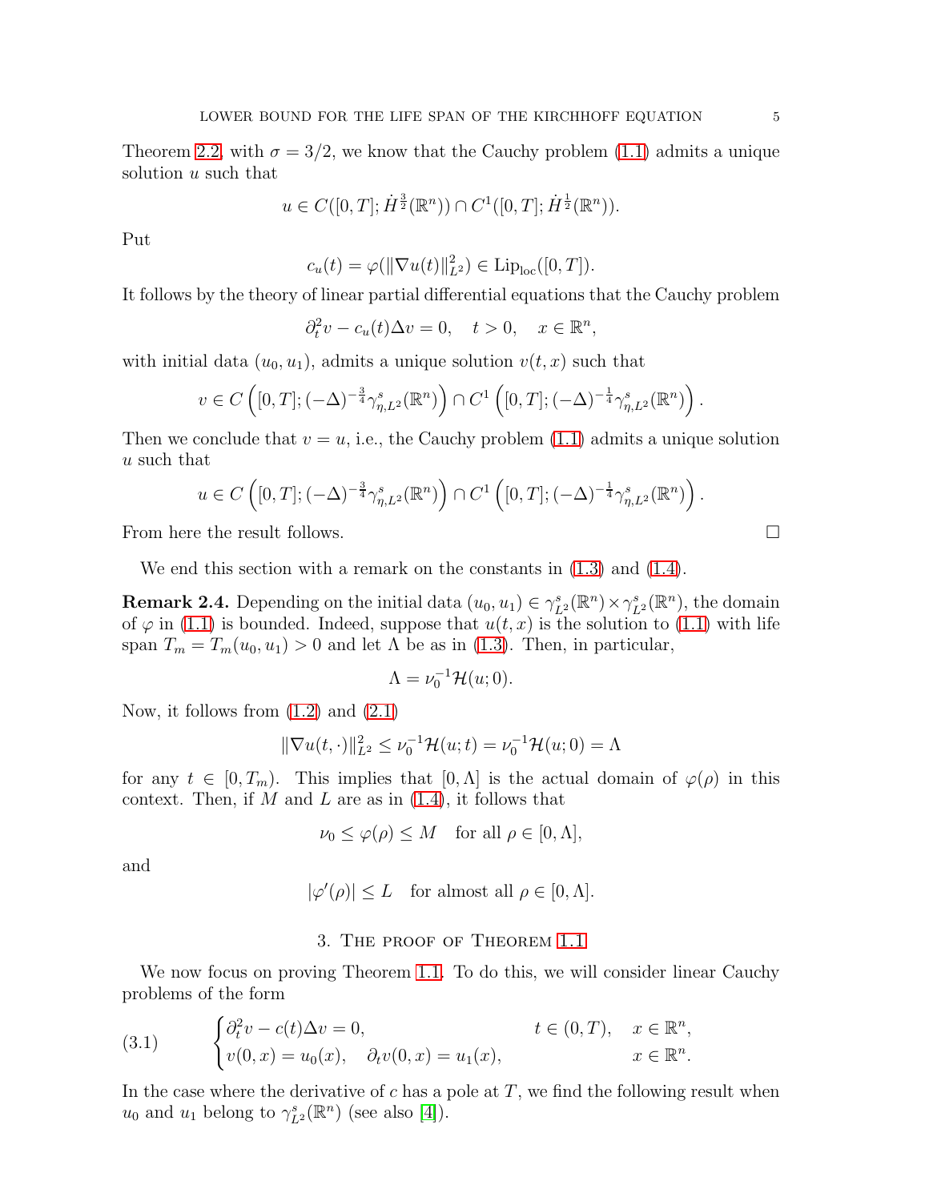Theorem 2.2 with $\sigma = 3/2$, we know that the Cauchy problem (1.1) admits a unique solution $u$ such that

$$u \in C([0,T]; \dot{H}^{\frac{3}{2}}(\mathbb{R}^n)) \cap C^1([0,T]; \dot{H}^{\frac{1}{2}}(\mathbb{R}^n)).$$

Put

$$c_u(t) = \varphi(\|\nabla u(t)\|_{L^2}^2) \in \mathrm{Lip}_{\mathrm{loc}}([0,T]).$$

It follows by the theory of linear partial differential equations that the Cauchy problem

$$\partial_t^2 v - c_u(t)\Delta v = 0, \quad t > 0, \quad x \in \mathbb{R}^n,$$

with initial data $(u_0, u_1)$, admits a unique solution $v(t,x)$ such that

$$v \in C\left([0,T]; (-\Delta)^{-\frac{3}{4}} \gamma^s_{\eta,L^2}(\mathbb{R}^n)\right) \cap C^1\left([0,T]; (-\Delta)^{-\frac{1}{4}} \gamma^s_{\eta,L^2}(\mathbb{R}^n)\right).$$

Then we conclude that $v = u$, i.e., the Cauchy problem (1.1) admits a unique solution $u$ such that

$$u \in C\left([0,T]; (-\Delta)^{-\frac{3}{4}} \gamma^s_{\eta,L^2}(\mathbb{R}^n)\right) \cap C^1\left([0,T]; (-\Delta)^{-\frac{1}{4}} \gamma^s_{\eta,L^2}(\mathbb{R}^n)\right).$$

From here the result follows. □

We end this section with a remark on the constants in (1.3) and (1.4).

**Remark 2.4.** Depending on the initial data $(u_0, u_1) \in \gamma^s_{L^2}(\mathbb{R}^n) \times \gamma^s_{L^2}(\mathbb{R}^n)$, the domain of $\varphi$ in (1.1) is bounded. Indeed, suppose that $u(t,x)$ is the solution to (1.1) with life span $T_m = T_m(u_0, u_1) > 0$ and let $\Lambda$ be as in (1.3). Then, in particular,

$$\Lambda = \nu_0^{-1} \mathcal{H}(u; 0).$$

Now, it follows from (1.2) and (2.1)

$$\|\nabla u(t, \cdot)\|_{L^2}^2 \le \nu_0^{-1} \mathcal{H}(u;t) = \nu_0^{-1} \mathcal{H}(u;0) = \Lambda$$

for any $t \in [0, T_m)$. This implies that $[0, \Lambda]$ is the actual domain of $\varphi(\rho)$ in this context. Then, if $M$ and $L$ are as in (1.4), it follows that

$$\nu_0 \le \varphi(\rho) \le M \quad \text{for all } \rho \in [0, \Lambda],$$

and

$$|\varphi'(\rho)| \le L \quad \text{for almost all } \rho \in [0, \Lambda].$$

## 3. The proof of Theorem 1.1

We now focus on proving Theorem 1.1. To do this, we will consider linear Cauchy problems of the form

$$\begin{cases} \partial_t^2 v - c(t)\Delta v = 0, & t \in (0,T), \quad x \in \mathbb{R}^n, \\ v(0,x) = u_0(x), \quad \partial_t v(0,x) = u_1(x), & x \in \mathbb{R}^n. \end{cases} \tag{3.1}$$

In the case where the derivative of $c$ has a pole at $T$, we find the following result when $u_0$ and $u_1$ belong to $\gamma^s_{L^2}(\mathbb{R}^n)$ (see also [4]).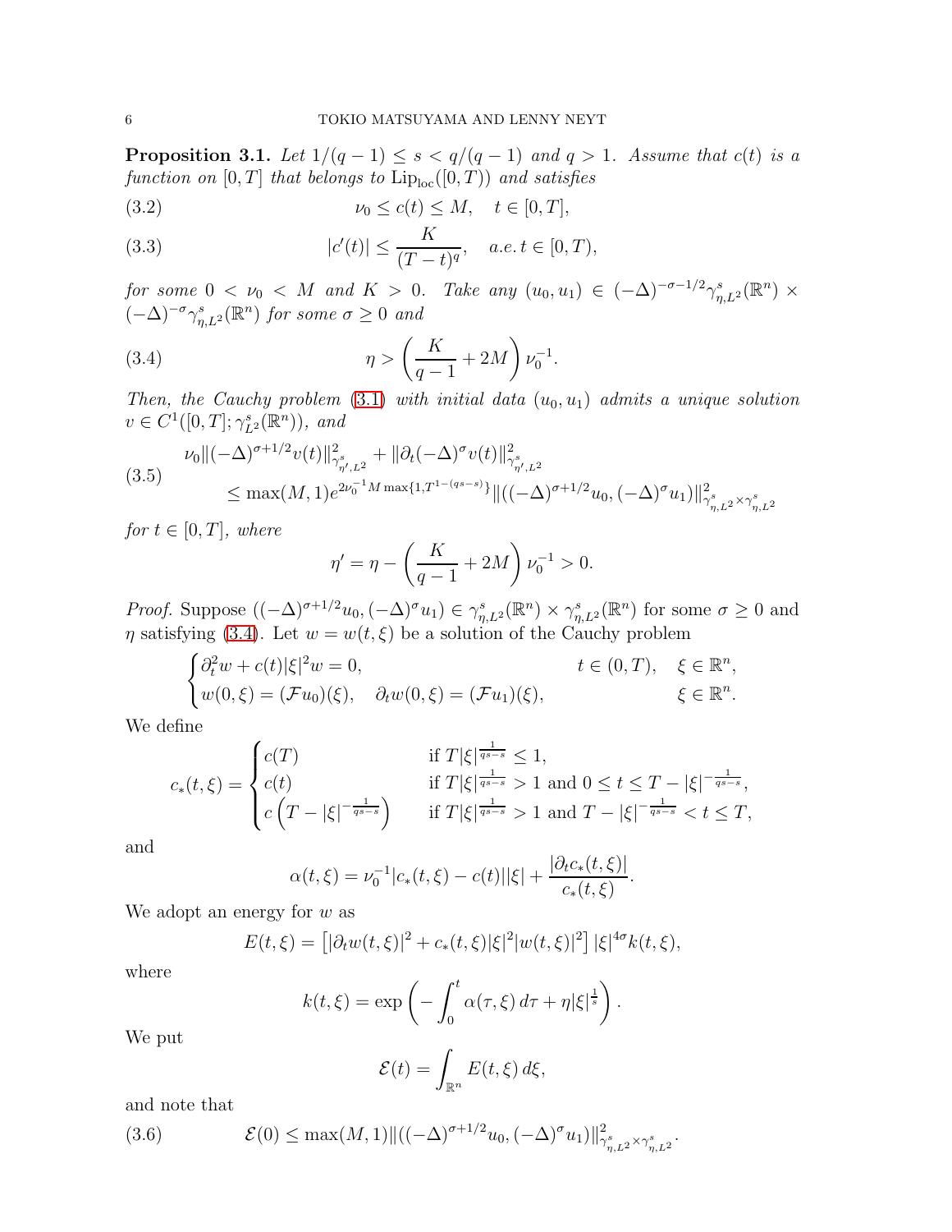**Proposition 3.1.** *Let $1/(q-1) \le s < q/(q-1)$ and $q > 1$. Assume that $c(t)$ is a function on $[0,T]$ that belongs to $\mathrm{Lip}_{\mathrm{loc}}([0,T))$ and satisfies*

$$\nu_0 \le c(t) \le M, \quad t \in [0,T], \tag{3.2}$$

$$|c'(t)| \le \frac{K}{(T-t)^q}, \quad a.e.\, t \in [0,T), \tag{3.3}$$

*for some $0 < \nu_0 < M$ and $K > 0$. Take any $(u_0, u_1) \in (-\Delta)^{-\sigma-1/2}\gamma^s_{\eta,L^2}(\mathbb{R}^n) \times (-\Delta)^{-\sigma}\gamma^s_{\eta,L^2}(\mathbb{R}^n)$ for some $\sigma \ge 0$ and*

$$\eta > \left(\frac{K}{q-1} + 2M\right)\nu_0^{-1}. \tag{3.4}$$

*Then, the Cauchy problem (3.1) with initial data $(u_0,u_1)$ admits a unique solution $v \in C^1([0,T];\gamma^s_{L^2}(\mathbb{R}^n))$, and*

$$\begin{aligned}
&\nu_0 \|(-\Delta)^{\sigma+1/2} v(t)\|^2_{\gamma^s_{\eta',L^2}} + \|\partial_t(-\Delta)^\sigma v(t)\|^2_{\gamma^s_{\eta',L^2}} \\
&\qquad \le \max(M,1) e^{2\nu_0^{-1}M\max\{1,T^{1-(qs-s)}\}} \|((-\Delta)^{\sigma+1/2}u_0, (-\Delta)^\sigma u_1)\|^2_{\gamma^s_{\eta,L^2}\times\gamma^s_{\eta,L^2}}
\end{aligned} \tag{3.5}$$

*for $t \in [0,T]$, where*

$$\eta' = \eta - \left(\frac{K}{q-1} + 2M\right)\nu_0^{-1} > 0.$$

*Proof.* Suppose $((-\Delta)^{\sigma+1/2}u_0, (-\Delta)^\sigma u_1) \in \gamma^s_{\eta,L^2}(\mathbb{R}^n) \times \gamma^s_{\eta,L^2}(\mathbb{R}^n)$ for some $\sigma \ge 0$ and $\eta$ satisfying (3.4). Let $w = w(t,\xi)$ be a solution of the Cauchy problem

$$\begin{cases}
\partial_t^2 w + c(t)|\xi|^2 w = 0, & t \in (0,T), \quad \xi \in \mathbb{R}^n, \\
w(0,\xi) = (\mathcal{F}u_0)(\xi), \quad \partial_t w(0,\xi) = (\mathcal{F}u_1)(\xi), & \xi \in \mathbb{R}^n.
\end{cases}$$

We define

$$c_*(t,\xi) = \begin{cases}
c(T) & \text{if } T|\xi|^{\frac{1}{qs-s}} \le 1, \\
c(t) & \text{if } T|\xi|^{\frac{1}{qs-s}} > 1 \text{ and } 0 \le t \le T - |\xi|^{-\frac{1}{qs-s}}, \\
c\left(T - |\xi|^{-\frac{1}{qs-s}}\right) & \text{if } T|\xi|^{\frac{1}{qs-s}} > 1 \text{ and } T - |\xi|^{-\frac{1}{qs-s}} < t \le T,
\end{cases}$$

and

$$\alpha(t,\xi) = \nu_0^{-1}|c_*(t,\xi) - c(t)||\xi| + \frac{|\partial_t c_*(t,\xi)|}{c_*(t,\xi)}.$$

We adopt an energy for $w$ as

$$E(t,\xi) = \left[|\partial_t w(t,\xi)|^2 + c_*(t,\xi)|\xi|^2|w(t,\xi)|^2\right]|\xi|^{4\sigma}k(t,\xi),$$

where

$$k(t,\xi) = \exp\left(-\int_0^t \alpha(\tau,\xi)\,d\tau + \eta|\xi|^{\frac{1}{s}}\right).$$

We put

$$\mathcal{E}(t) = \int_{\mathbb{R}^n} E(t,\xi)\,d\xi,$$

and note that

$$\mathcal{E}(0) \le \max(M,1)\|((-\Delta)^{\sigma+1/2}u_0, (-\Delta)^\sigma u_1)\|^2_{\gamma^s_{\eta,L^2}\times\gamma^s_{\eta,L^2}}. \tag{3.6}$$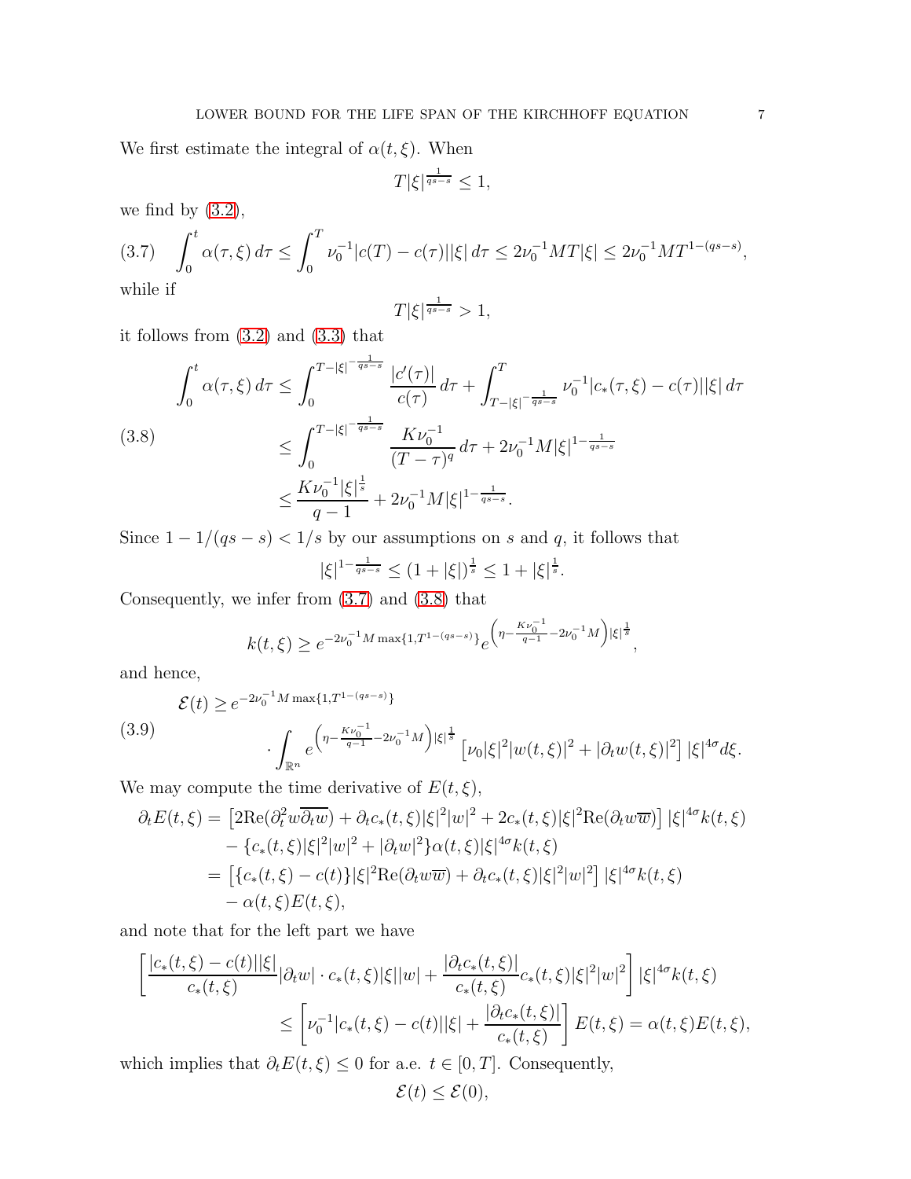We first estimate the integral of $\alpha(t,\xi)$. When

$$T|\xi|^{\frac{1}{qs-s}} \le 1,$$

we find by (3.2),

$$\int_0^t \alpha(\tau,\xi)\,d\tau \le \int_0^T \nu_0^{-1}|c(T)-c(\tau)||\xi|\,d\tau \le 2\nu_0^{-1}MT|\xi| \le 2\nu_0^{-1}MT^{1-(qs-s)}, \tag{3.7}$$

while if

$$T|\xi|^{\frac{1}{qs-s}} > 1,$$

it follows from (3.2) and (3.3) that

$$\begin{aligned}
\int_0^t \alpha(\tau,\xi)\,d\tau &\le \int_0^{T-|\xi|^{-\frac{1}{qs-s}}} \frac{|c'(\tau)|}{c(\tau)}\,d\tau + \int_{T-|\xi|^{-\frac{1}{qs-s}}}^T \nu_0^{-1}|c_*(\tau,\xi)-c(\tau)||\xi|\,d\tau \\
&\le \int_0^{T-|\xi|^{-\frac{1}{qs-s}}} \frac{K\nu_0^{-1}}{(T-\tau)^q}\,d\tau + 2\nu_0^{-1}M|\xi|^{1-\frac{1}{qs-s}} \\
&\le \frac{K\nu_0^{-1}|\xi|^{\frac{1}{s}}}{q-1} + 2\nu_0^{-1}M|\xi|^{1-\frac{1}{qs-s}}.
\end{aligned} \tag{3.8}$$

Since $1-1/(qs-s)<1/s$ by our assumptions on $s$ and $q$, it follows that

$$|\xi|^{1-\frac{1}{qs-s}} \le (1+|\xi|)^{\frac{1}{s}} \le 1+|\xi|^{\frac{1}{s}}.$$

Consequently, we infer from (3.7) and (3.8) that

$$k(t,\xi) \ge e^{-2\nu_0^{-1}M\max\{1,T^{1-(qs-s)}\}} e^{\left(\eta-\frac{K\nu_0^{-1}}{q-1}-2\nu_0^{-1}M\right)|\xi|^{\frac{1}{s}}},$$

and hence,

$$\begin{aligned}
\mathcal{E}(t) \ge\, & e^{-2\nu_0^{-1}M\max\{1,T^{1-(qs-s)}\}} \\
&\cdot \int_{\mathbb{R}^n} e^{\left(\eta-\frac{K\nu_0^{-1}}{q-1}-2\nu_0^{-1}M\right)|\xi|^{\frac{1}{s}}} \left[\nu_0|\xi|^2|w(t,\xi)|^2 + |\partial_t w(t,\xi)|^2\right]|\xi|^{4\sigma}d\xi.
\end{aligned} \tag{3.9}$$

We may compute the time derivative of $E(t,\xi)$,

$$\begin{aligned}
\partial_t E(t,\xi) =& \left[2\mathrm{Re}(\partial_t^2 w\overline{\partial_t w}) + \partial_t c_*(t,\xi)|\xi|^2|w|^2 + 2c_*(t,\xi)|\xi|^2\mathrm{Re}(\partial_t w\overline{w})\right]|\xi|^{4\sigma}k(t,\xi) \\
&- \{c_*(t,\xi)|\xi|^2|w|^2 + |\partial_t w|^2\}\alpha(t,\xi)|\xi|^{4\sigma}k(t,\xi) \\
=& \left[\{c_*(t,\xi)-c(t)\}|\xi|^2\mathrm{Re}(\partial_t w\overline{w}) + \partial_t c_*(t,\xi)|\xi|^2|w|^2\right]|\xi|^{4\sigma}k(t,\xi) \\
&- \alpha(t,\xi)E(t,\xi),
\end{aligned}$$

and note that for the left part we have

$$\begin{aligned}
&\left[\frac{|c_*(t,\xi)-c(t)||\xi|}{c_*(t,\xi)}|\partial_t w|\cdot c_*(t,\xi)|\xi||w| + \frac{|\partial_t c_*(t,\xi)|}{c_*(t,\xi)}c_*(t,\xi)|\xi|^2|w|^2\right]|\xi|^{4\sigma}k(t,\xi) \\
&\qquad\le \left[\nu_0^{-1}|c_*(t,\xi)-c(t)||\xi| + \frac{|\partial_t c_*(t,\xi)|}{c_*(t,\xi)}\right]E(t,\xi) = \alpha(t,\xi)E(t,\xi),
\end{aligned}$$

which implies that $\partial_t E(t,\xi)\le 0$ for a.e. $t\in[0,T]$. Consequently,

$$\mathcal{E}(t) \le \mathcal{E}(0),$$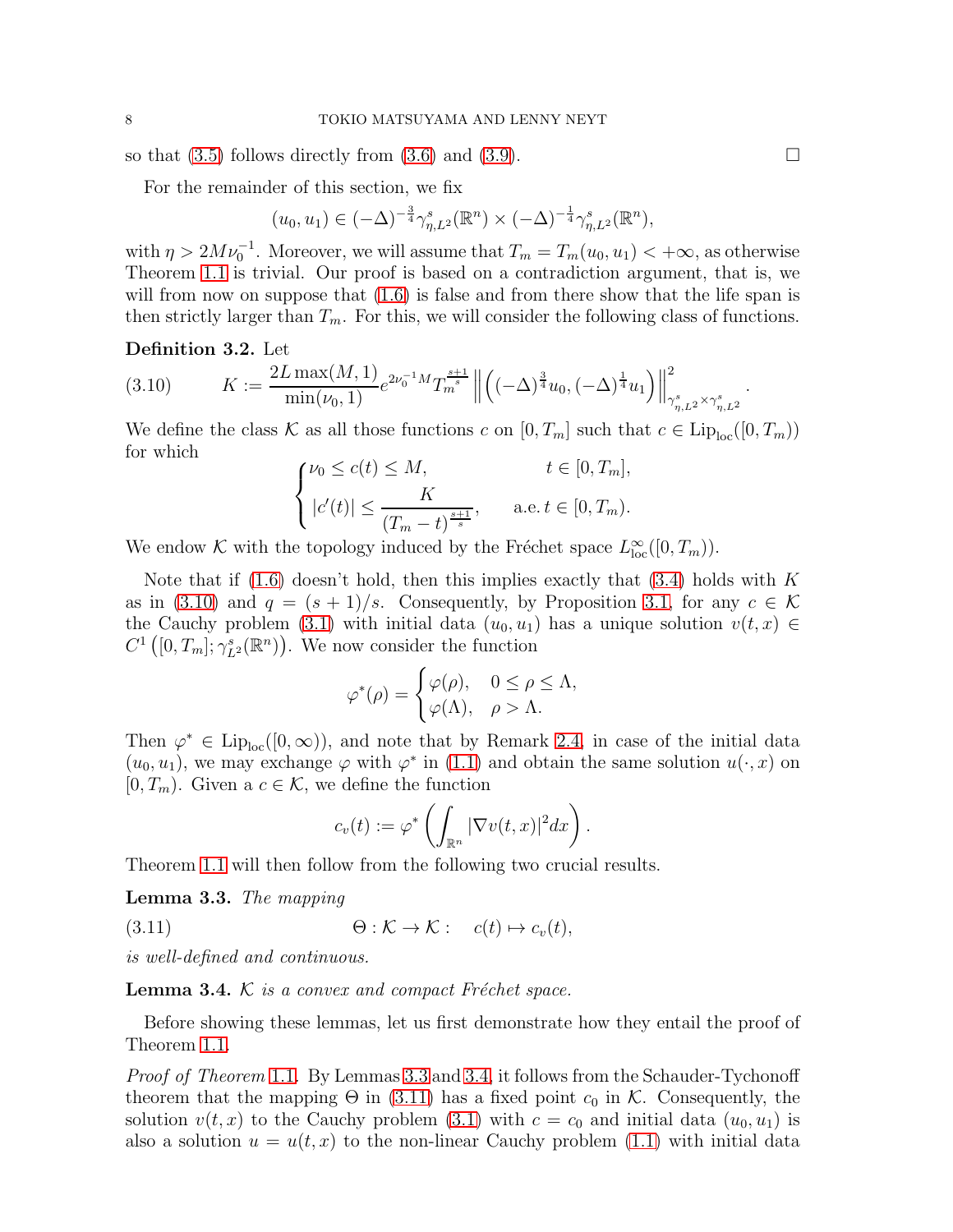so that (3.5) follows directly from (3.6) and (3.9). □

For the remainder of this section, we fix

$$(u_0, u_1) \in (-\Delta)^{-\frac{3}{4}}\gamma^s_{\eta,L^2}(\mathbb{R}^n) \times (-\Delta)^{-\frac{1}{4}}\gamma^s_{\eta,L^2}(\mathbb{R}^n),$$

with $\eta > 2M\nu_0^{-1}$. Moreover, we will assume that $T_m = T_m(u_0, u_1) < +\infty$, as otherwise Theorem 1.1 is trivial. Our proof is based on a contradiction argument, that is, we will from now on suppose that (1.6) is false and from there show that the life span is then strictly larger than $T_m$. For this, we will consider the following class of functions.

**Definition 3.2.** Let

$$K := \frac{2L\max(M,1)}{\min(\nu_0,1)} e^{2\nu_0^{-1}M} T_m^{\frac{s+1}{s}} \left\| \left((-\Delta)^{\frac{3}{4}}u_0, (-\Delta)^{\frac{1}{4}}u_1\right)\right\|^2_{\gamma^s_{\eta,L^2}\times\gamma^s_{\eta,L^2}}. \tag{3.10}$$

We define the class $\mathcal{K}$ as all those functions $c$ on $[0, T_m]$ such that $c \in \mathrm{Lip}_{\mathrm{loc}}([0, T_m))$ for which

$$\begin{cases} \nu_0 \leq c(t) \leq M, & t \in [0, T_m], \\ |c'(t)| \leq \dfrac{K}{(T_m - t)^{\frac{s+1}{s}}}, & \text{a.e. } t \in [0, T_m). \end{cases}$$

We endow $\mathcal{K}$ with the topology induced by the Fréchet space $L^\infty_{\mathrm{loc}}([0, T_m))$.

Note that if (1.6) doesn't hold, then this implies exactly that (3.4) holds with $K$ as in (3.10) and $q = (s+1)/s$. Consequently, by Proposition 3.1, for any $c \in \mathcal{K}$ the Cauchy problem (3.1) with initial data $(u_0, u_1)$ has a unique solution $v(t,x) \in C^1\left([0, T_m]; \gamma^s_{L^2}(\mathbb{R}^n)\right)$. We now consider the function

$$\varphi^*(\rho) = \begin{cases} \varphi(\rho), & 0 \leq \rho \leq \Lambda, \\ \varphi(\Lambda), & \rho > \Lambda. \end{cases}$$

Then $\varphi^* \in \mathrm{Lip}_{\mathrm{loc}}([0, \infty))$, and note that by Remark 2.4, in case of the initial data $(u_0, u_1)$, we may exchange $\varphi$ with $\varphi^*$ in (1.1) and obtain the same solution $u(\cdot, x)$ on $[0, T_m)$. Given a $c \in \mathcal{K}$, we define the function

$$c_v(t) := \varphi^*\left(\int_{\mathbb{R}^n} |\nabla v(t,x)|^2 dx\right).$$

Theorem 1.1 will then follow from the following two crucial results.

**Lemma 3.3.** *The mapping*

$$\Theta : \mathcal{K} \to \mathcal{K} : \quad c(t) \mapsto c_v(t), \tag{3.11}$$

*is well-defined and continuous.*

**Lemma 3.4.** *$\mathcal{K}$ is a convex and compact Fréchet space.*

Before showing these lemmas, let us first demonstrate how they entail the proof of Theorem 1.1.

*Proof of Theorem* 1.1. By Lemmas 3.3 and 3.4, it follows from the Schauder-Tychonoff theorem that the mapping $\Theta$ in (3.11) has a fixed point $c_0$ in $\mathcal{K}$. Consequently, the solution $v(t,x)$ to the Cauchy problem (3.1) with $c = c_0$ and initial data $(u_0, u_1)$ is also a solution $u = u(t,x)$ to the non-linear Cauchy problem (1.1) with initial data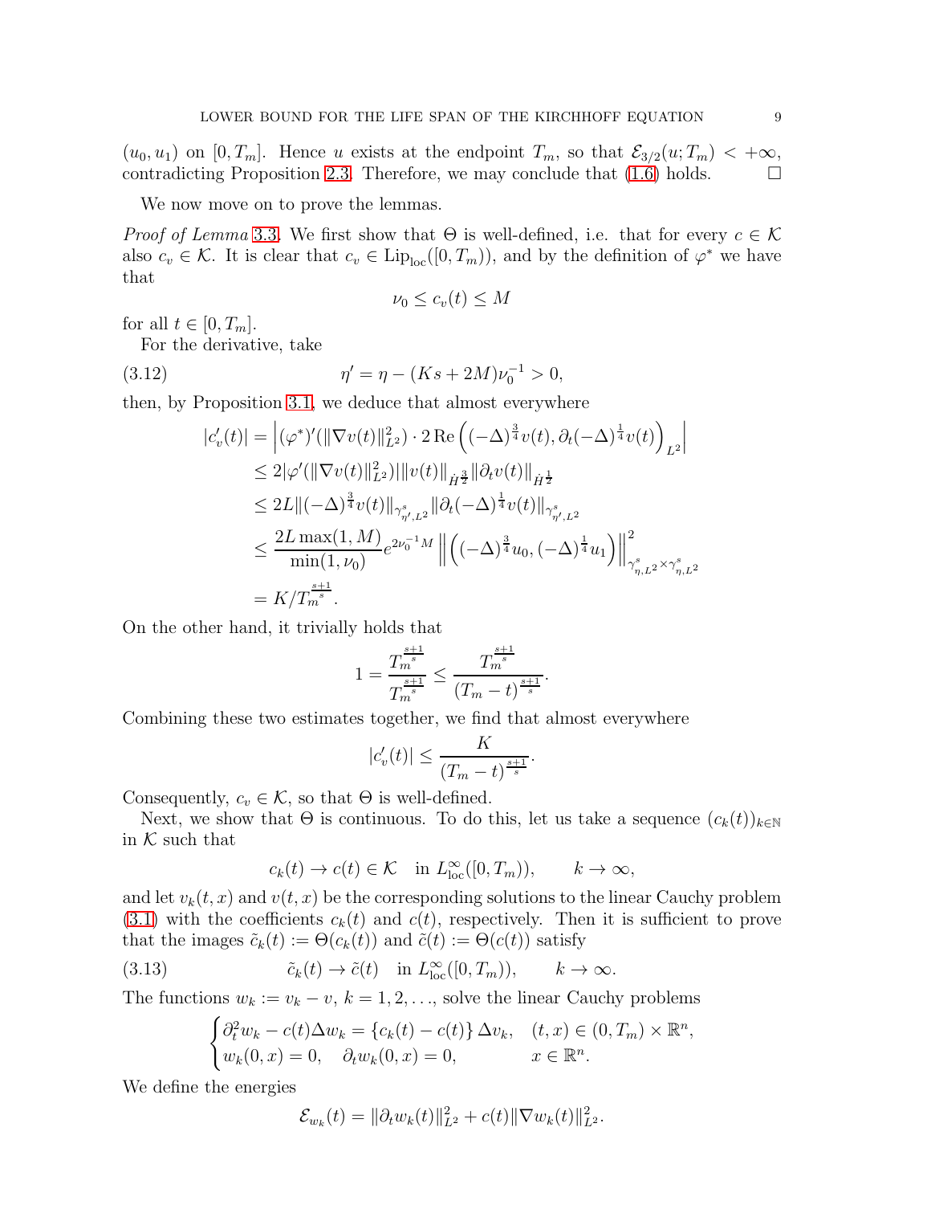$(u_0, u_1)$ on $[0, T_m]$. Hence $u$ exists at the endpoint $T_m$, so that $\mathcal{E}_{3/2}(u; T_m) < +\infty$, contradicting Proposition 2.3. Therefore, we may conclude that (1.6) holds. $\square$

We now move on to prove the lemmas.

*Proof of Lemma 3.3.* We first show that $\Theta$ is well-defined, i.e. that for every $c \in \mathcal{K}$ also $c_v \in \mathcal{K}$. It is clear that $c_v \in \mathrm{Lip}_{\mathrm{loc}}([0, T_m))$, and by the definition of $\varphi^*$ we have that

$$\nu_0 \le c_v(t) \le M$$

for all $t \in [0, T_m]$.

For the derivative, take

$$\eta' = \eta - (Ks + 2M)\nu_0^{-1} > 0, \tag{3.12}$$

then, by Proposition 3.1, we deduce that almost everywhere

$$\begin{aligned}
|c_v'(t)| &= \left| (\varphi^*)'(\|\nabla v(t)\|_{L^2}^2) \cdot 2\,\mathrm{Re}\left( (-\Delta)^{\frac{3}{4}} v(t), \partial_t (-\Delta)^{\frac{1}{4}} v(t) \right)_{L^2} \right| \\
&\le 2|\varphi'(\|\nabla v(t)\|_{L^2}^2)| \|v(t)\|_{\dot{H}^{\frac{3}{2}}} \|\partial_t v(t)\|_{\dot{H}^{\frac{1}{2}}} \\
&\le 2L \|(-\Delta)^{\frac{3}{4}} v(t)\|_{\gamma^s_{\eta', L^2}} \|\partial_t (-\Delta)^{\frac{1}{4}} v(t)\|_{\gamma^s_{\eta', L^2}} \\
&\le \frac{2L \max(1, M)}{\min(1, \nu_0)} e^{2\nu_0^{-1} M} \left\| \left( (-\Delta)^{\frac{3}{4}} u_0, (-\Delta)^{\frac{1}{4}} u_1 \right) \right\|^2_{\gamma^s_{\eta, L^2} \times \gamma^s_{\eta, L^2}} \\
&= K / T_m^{\frac{s+1}{s}}.
\end{aligned}$$

On the other hand, it trivially holds that

$$1 = \frac{T_m^{\frac{s+1}{s}}}{T_m^{\frac{s+1}{s}}} \le \frac{T_m^{\frac{s+1}{s}}}{(T_m - t)^{\frac{s+1}{s}}}.$$

Combining these two estimates together, we find that almost everywhere

$$|c_v'(t)| \le \frac{K}{(T_m - t)^{\frac{s+1}{s}}}.$$

Consequently, $c_v \in \mathcal{K}$, so that $\Theta$ is well-defined.

Next, we show that $\Theta$ is continuous. To do this, let us take a sequence $(c_k(t))_{k \in \mathbb{N}}$ in $\mathcal{K}$ such that

$$c_k(t) \to c(t) \in \mathcal{K} \quad \text{in } L^\infty_{\mathrm{loc}}([0, T_m)), \qquad k \to \infty,$$

and let $v_k(t, x)$ and $v(t, x)$ be the corresponding solutions to the linear Cauchy problem (3.1) with the coefficients $c_k(t)$ and $c(t)$, respectively. Then it is sufficient to prove that the images $\tilde{c}_k(t) := \Theta(c_k(t))$ and $\tilde{c}(t) := \Theta(c(t))$ satisfy

$$\tilde{c}_k(t) \to \tilde{c}(t) \quad \text{in } L^\infty_{\mathrm{loc}}([0, T_m)), \qquad k \to \infty. \tag{3.13}$$

The functions $w_k := v_k - v$, $k = 1, 2, \ldots$, solve the linear Cauchy problems

$$\begin{cases}
\partial_t^2 w_k - c(t)\Delta w_k = \{c_k(t) - c(t)\}\, \Delta v_k, & (t, x) \in (0, T_m) \times \mathbb{R}^n, \\
w_k(0, x) = 0, \quad \partial_t w_k(0, x) = 0, & x \in \mathbb{R}^n.
\end{cases}$$

We define the energies

$$\mathcal{E}_{w_k}(t) = \|\partial_t w_k(t)\|_{L^2}^2 + c(t)\|\nabla w_k(t)\|_{L^2}^2.$$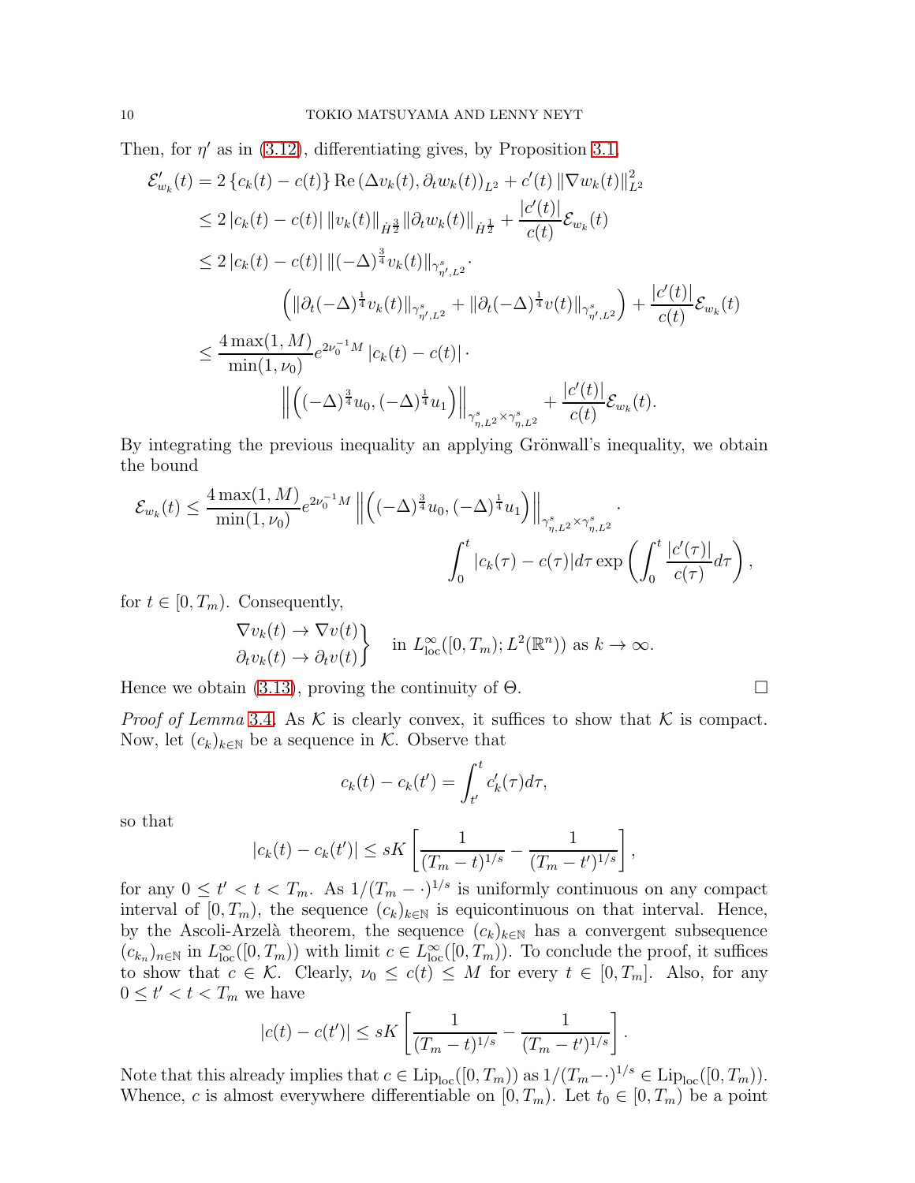Then, for $\eta'$ as in (3.12), differentiating gives, by Proposition 3.1,

$$
\begin{aligned}
\mathcal{E}_{w_k}'(t) &= 2\left\{c_k(t)-c(t)\right\}\mathrm{Re}\left(\Delta v_k(t), \partial_t w_k(t)\right)_{L^2} + c'(t)\left\|\nabla w_k(t)\right\|_{L^2}^2 \\
&\le 2\left|c_k(t)-c(t)\right| \|v_k(t)\|_{\dot H^{\frac{3}{2}}} \|\partial_t w_k(t)\|_{\dot H^{\frac{1}{2}}} + \frac{|c'(t)|}{c(t)}\mathcal{E}_{w_k}(t) \\
&\le 2\left|c_k(t)-c(t)\right| \|(-\Delta)^{\frac{3}{4}} v_k(t)\|_{\gamma^s_{\eta', L^2}} \cdot \\
&\qquad \left(\|\partial_t(-\Delta)^{\frac{1}{4}} v_k(t)\|_{\gamma^s_{\eta', L^2}} + \|\partial_t(-\Delta)^{\frac{1}{4}} v(t)\|_{\gamma^s_{\eta', L^2}}\right) + \frac{|c'(t)|}{c(t)}\mathcal{E}_{w_k}(t) \\
&\le \frac{4\max(1,M)}{\min(1,\nu_0)} e^{2\nu_0^{-1}M}\left|c_k(t)-c(t)\right| \cdot \\
&\qquad \left\|\left((-\Delta)^{\frac{3}{4}}u_0, (-\Delta)^{\frac{1}{4}}u_1\right)\right\|_{\gamma^s_{\eta,L^2}\times\gamma^s_{\eta,L^2}} + \frac{|c'(t)|}{c(t)}\mathcal{E}_{w_k}(t).
\end{aligned}
$$

By integrating the previous inequality an applying Grönwall's inequality, we obtain the bound

$$
\mathcal{E}_{w_k}(t) \le \frac{4\max(1,M)}{\min(1,\nu_0)} e^{2\nu_0^{-1}M}\left\|\left((-\Delta)^{\frac{3}{4}}u_0, (-\Delta)^{\frac{1}{4}}u_1\right)\right\|_{\gamma^s_{\eta,L^2}\times\gamma^s_{\eta,L^2}} \cdot \int_0^t |c_k(\tau)-c(\tau)|d\tau \exp\left(\int_0^t \frac{|c'(\tau)|}{c(\tau)}d\tau\right),
$$

for $t\in[0,T_m)$. Consequently,

$$
\left.\begin{aligned}
\nabla v_k(t) &\to \nabla v(t) \\
\partial_t v_k(t) &\to \partial_t v(t)
\end{aligned}\right\} \quad \text{in } L^\infty_{\mathrm{loc}}([0,T_m); L^2(\mathbb{R}^n)) \text{ as } k\to\infty.
$$

Hence we obtain (3.13), proving the continuity of $\Theta$. $\square$

*Proof of Lemma* 3.4. As $\mathcal{K}$ is clearly convex, it suffices to show that $\mathcal{K}$ is compact. Now, let $(c_k)_{k\in\mathbb{N}}$ be a sequence in $\mathcal{K}$. Observe that

$$
c_k(t) - c_k(t') = \int_{t'}^t c_k'(\tau)d\tau,
$$

so that

$$
|c_k(t)-c_k(t')| \le sK\left[\frac{1}{(T_m-t)^{1/s}} - \frac{1}{(T_m-t')^{1/s}}\right],
$$

for any $0\le t' < t < T_m$. As $1/(T_m-\cdot)^{1/s}$ is uniformly continuous on any compact interval of $[0,T_m)$, the sequence $(c_k)_{k\in\mathbb{N}}$ is equicontinuous on that interval. Hence, by the Ascoli-Arzelà theorem, the sequence $(c_k)_{k\in\mathbb{N}}$ has a convergent subsequence $(c_{k_n})_{n\in\mathbb{N}}$ in $L^\infty_{\mathrm{loc}}([0,T_m))$ with limit $c\in L^\infty_{\mathrm{loc}}([0,T_m))$. To conclude the proof, it suffices to show that $c\in\mathcal{K}$. Clearly, $\nu_0\le c(t)\le M$ for every $t\in[0,T_m]$. Also, for any $0\le t'<t<T_m$ we have

$$
|c(t)-c(t')| \le sK\left[\frac{1}{(T_m-t)^{1/s}} - \frac{1}{(T_m-t')^{1/s}}\right].
$$

Note that this already implies that $c\in\mathrm{Lip}_{\mathrm{loc}}([0,T_m))$ as $1/(T_m-\cdot)^{1/s}\in\mathrm{Lip}_{\mathrm{loc}}([0,T_m))$. Whence, $c$ is almost everywhere differentiable on $[0,T_m)$. Let $t_0\in[0,T_m)$ be a point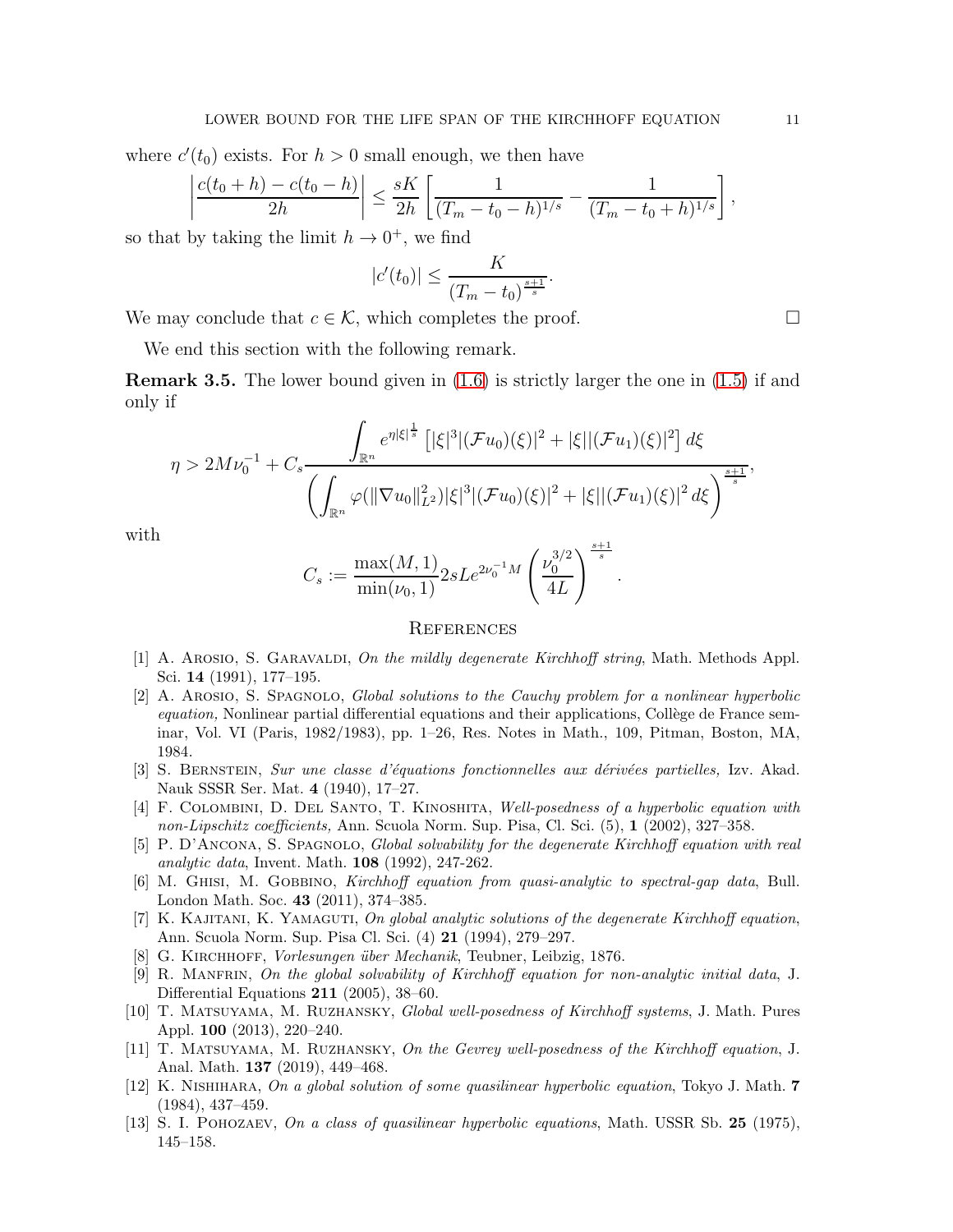where $c'(t_0)$ exists. For $h > 0$ small enough, we then have

$$\left| \frac{c(t_0 + h) - c(t_0 - h)}{2h} \right| \leq \frac{sK}{2h} \left[ \frac{1}{(T_m - t_0 - h)^{1/s}} - \frac{1}{(T_m - t_0 + h)^{1/s}} \right],$$

so that by taking the limit $h \to 0^+$, we find

$$|c'(t_0)| \leq \frac{K}{(T_m - t_0)^{\frac{s+1}{s}}}.$$

We may conclude that $c \in \mathcal{K}$, which completes the proof. $\square$

We end this section with the following remark.

**Remark 3.5.** The lower bound given in (1.6) is strictly larger the one in (1.5) if and only if

$$\eta > 2M\nu_0^{-1} + C_s \frac{\displaystyle\int_{\mathbb{R}^n} e^{\eta|\xi|^{\frac{1}{s}}} \left[ |\xi|^3 |(\mathcal{F}u_0)(\xi)|^2 + |\xi| |(\mathcal{F}u_1)(\xi)|^2 \right] d\xi}{\left( \displaystyle\int_{\mathbb{R}^n} \varphi(\|\nabla u_0\|_{L^2}^2) |\xi|^3 |(\mathcal{F}u_0)(\xi)|^2 + |\xi| |(\mathcal{F}u_1)(\xi)|^2 \, d\xi \right)^{\frac{s+1}{s}}},$$

with

$$C_s := \frac{\max(M,1)}{\min(\nu_0,1)} 2sLe^{2\nu_0^{-1}M} \left( \frac{\nu_0^{3/2}}{4L} \right)^{\frac{s+1}{s}}.$$

## References

[1] A. Arosio, S. Garavaldi, *On the mildly degenerate Kirchhoff string*, Math. Methods Appl. Sci. **14** (1991), 177–195.

[2] A. Arosio, S. Spagnolo, *Global solutions to the Cauchy problem for a nonlinear hyperbolic equation,* Nonlinear partial differential equations and their applications, Collège de France seminar, Vol. VI (Paris, 1982/1983), pp. 1–26, Res. Notes in Math., 109, Pitman, Boston, MA, 1984.

[3] S. Bernstein, *Sur une classe d'équations fonctionnelles aux dérivées partielles,* Izv. Akad. Nauk SSSR Ser. Mat. **4** (1940), 17–27.

[4] F. Colombini, D. Del Santo, T. Kinoshita, *Well-posedness of a hyperbolic equation with non-Lipschitz coefficients,* Ann. Scuola Norm. Sup. Pisa, Cl. Sci. (5), **1** (2002), 327–358.

[5] P. D'Ancona, S. Spagnolo, *Global solvability for the degenerate Kirchhoff equation with real analytic data*, Invent. Math. **108** (1992), 247-262.

[6] M. Ghisi, M. Gobbino, *Kirchhoff equation from quasi-analytic to spectral-gap data*, Bull. London Math. Soc. **43** (2011), 374–385.

[7] K. Kajitani, K. Yamaguti, *On global analytic solutions of the degenerate Kirchhoff equation*, Ann. Scuola Norm. Sup. Pisa Cl. Sci. (4) **21** (1994), 279–297.

[8] G. Kirchhoff, *Vorlesungen über Mechanik*, Teubner, Leibzig, 1876.

[9] R. Manfrin, *On the global solvability of Kirchhoff equation for non-analytic initial data*, J. Differential Equations **211** (2005), 38–60.

[10] T. Matsuyama, M. Ruzhansky, *Global well-posedness of Kirchhoff systems*, J. Math. Pures Appl. **100** (2013), 220–240.

[11] T. Matsuyama, M. Ruzhansky, *On the Gevrey well-posedness of the Kirchhoff equation*, J. Anal. Math. **137** (2019), 449–468.

[12] K. Nishihara, *On a global solution of some quasilinear hyperbolic equation*, Tokyo J. Math. **7** (1984), 437–459.

[13] S. I. Pohozaev, *On a class of quasilinear hyperbolic equations*, Math. USSR Sb. **25** (1975), 145–158.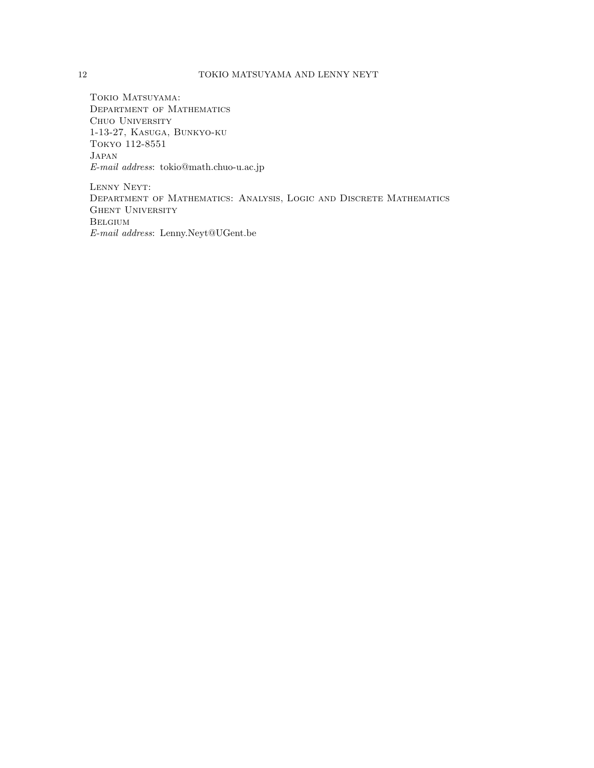Tokio Matsuyama:
Department of Mathematics
Chuo University
1-13-27, Kasuga, Bunkyo-ku
Tokyo 112-8551
Japan
*E-mail address*: tokio@math.chuo-u.ac.jp

Lenny Neyt:
Department of Mathematics: Analysis, Logic and Discrete Mathematics
Ghent University
Belgium
*E-mail address*: Lenny.Neyt@UGent.be